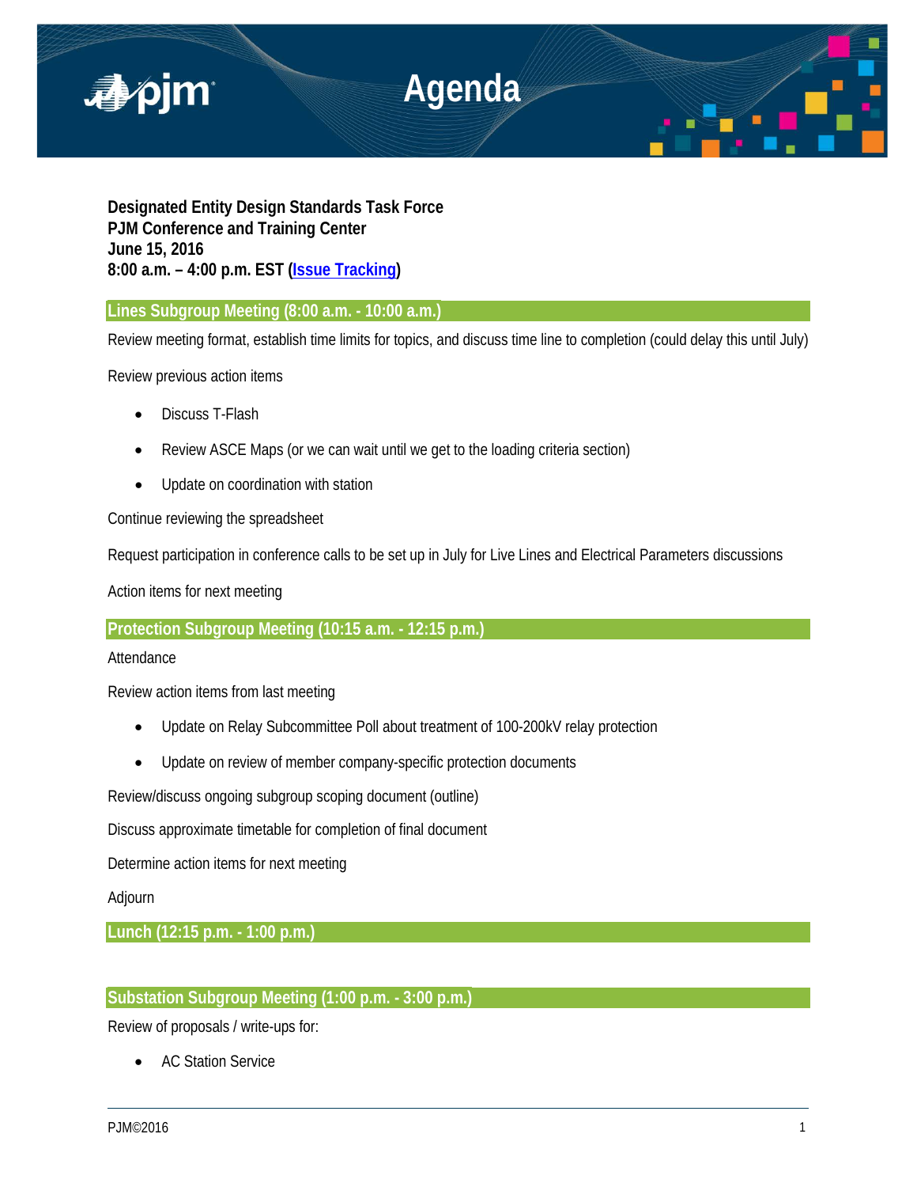# Agenda

**Designated Entity Design Standards Task Force**
**PJM Conference and Training Center**
**June 15, 2016**
**8:00 a.m. – 4:00 p.m. EST (Issue Tracking)**

## Lines Subgroup Meeting (8:00 a.m. - 10:00 a.m.)

Review meeting format, establish time limits for topics, and discuss time line to completion (could delay this until July)

Review previous action items

- Discuss T-Flash
- Review ASCE Maps (or we can wait until we get to the loading criteria section)
- Update on coordination with station

Continue reviewing the spreadsheet

Request participation in conference calls to be set up in July for Live Lines and Electrical Parameters discussions

Action items for next meeting

## Protection Subgroup Meeting (10:15 a.m. - 12:15 p.m.)

Attendance

Review action items from last meeting

- Update on Relay Subcommittee Poll about treatment of 100-200kV relay protection
- Update on review of member company-specific protection documents

Review/discuss ongoing subgroup scoping document (outline)

Discuss approximate timetable for completion of final document

Determine action items for next meeting

Adjourn

## Lunch (12:15 p.m. - 1:00 p.m.)

## Substation Subgroup Meeting (1:00 p.m. - 3:00 p.m.)

Review of proposals / write-ups for:

- AC Station Service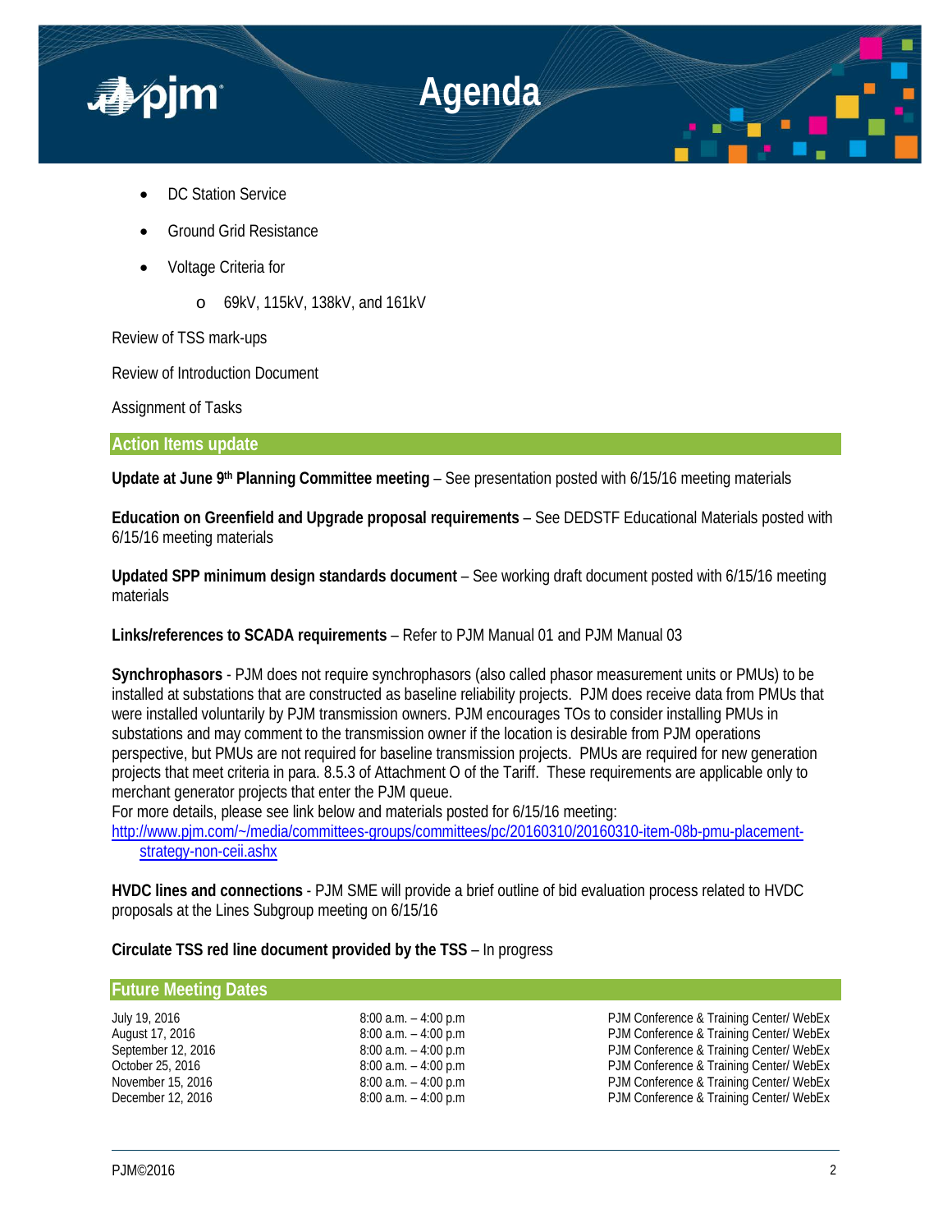- DC Station Service
- Ground Grid Resistance
- Voltage Criteria for
  - 69kV, 115kV, 138kV, and 161kV

Review of TSS mark-ups

Review of Introduction Document

Assignment of Tasks

## Action Items update

**Update at June 9th Planning Committee meeting** – See presentation posted with 6/15/16 meeting materials

**Education on Greenfield and Upgrade proposal requirements** – See DEDSTF Educational Materials posted with 6/15/16 meeting materials

**Updated SPP minimum design standards document** – See working draft document posted with 6/15/16 meeting materials

**Links/references to SCADA requirements** – Refer to PJM Manual 01 and PJM Manual 03

**Synchrophasors** - PJM does not require synchrophasors (also called phasor measurement units or PMUs) to be installed at substations that are constructed as baseline reliability projects. PJM does receive data from PMUs that were installed voluntarily by PJM transmission owners. PJM encourages TOs to consider installing PMUs in substations and may comment to the transmission owner if the location is desirable from PJM operations perspective, but PMUs are not required for baseline transmission projects. PMUs are required for new generation projects that meet criteria in para. 8.5.3 of Attachment O of the Tariff. These requirements are applicable only to merchant generator projects that enter the PJM queue.
For more details, please see link below and materials posted for 6/15/16 meeting:
http://www.pjm.com/~/media/committees-groups/committees/pc/20160310/20160310-item-08b-pmu-placement-strategy-non-ceii.ashx

**HVDC lines and connections** - PJM SME will provide a brief outline of bid evaluation process related to HVDC proposals at the Lines Subgroup meeting on 6/15/16

**Circulate TSS red line document provided by the TSS** – In progress

## Future Meeting Dates

| | | |
|---|---|---|
| July 19, 2016 | 8:00 a.m. – 4:00 p.m | PJM Conference & Training Center/ WebEx |
| August 17, 2016 | 8:00 a.m. – 4:00 p.m | PJM Conference & Training Center/ WebEx |
| September 12, 2016 | 8:00 a.m. – 4:00 p.m | PJM Conference & Training Center/ WebEx |
| October 25, 2016 | 8:00 a.m. – 4:00 p.m | PJM Conference & Training Center/ WebEx |
| November 15, 2016 | 8:00 a.m. – 4:00 p.m | PJM Conference & Training Center/ WebEx |
| December 12, 2016 | 8:00 a.m. – 4:00 p.m | PJM Conference & Training Center/ WebEx |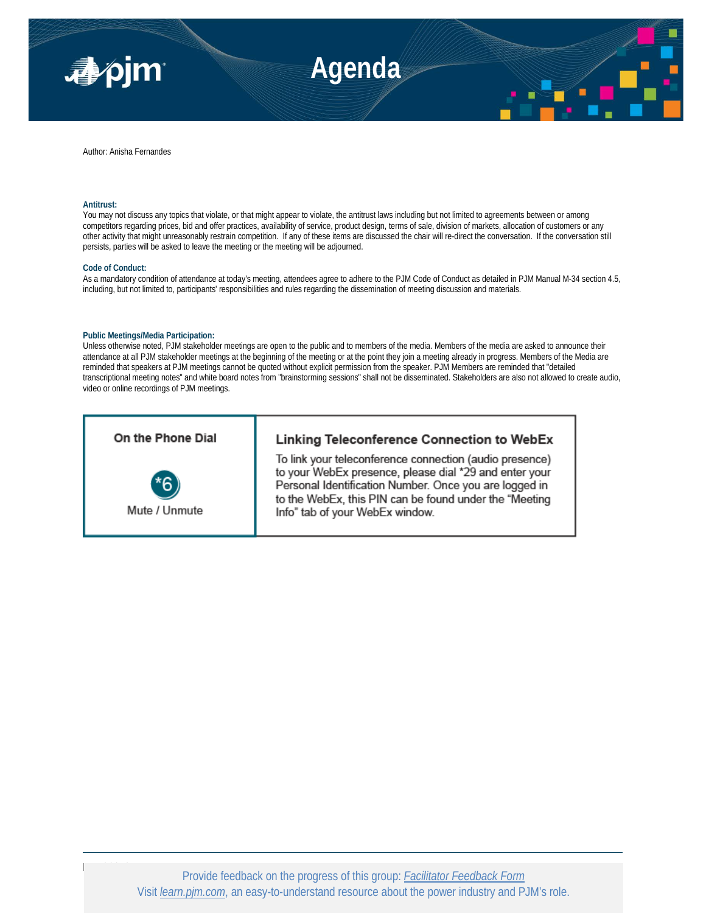Author: Anisha Fernandes

**Antitrust:**
You may not discuss any topics that violate, or that might appear to violate, the antitrust laws including but not limited to agreements between or among competitors regarding prices, bid and offer practices, availability of service, product design, terms of sale, division of markets, allocation of customers or any other activity that might unreasonably restrain competition. If any of these items are discussed the chair will re-direct the conversation. If the conversation still persists, parties will be asked to leave the meeting or the meeting will be adjourned.

**Code of Conduct:**
As a mandatory condition of attendance at today's meeting, attendees agree to adhere to the PJM Code of Conduct as detailed in PJM Manual M-34 section 4.5, including, but not limited to, participants' responsibilities and rules regarding the dissemination of meeting discussion and materials.

**Public Meetings/Media Participation:**
Unless otherwise noted, PJM stakeholder meetings are open to the public and to members of the media. Members of the media are asked to announce their attendance at all PJM stakeholder meetings at the beginning of the meeting or at the point they join a meeting already in progress. Members of the Media are reminded that speakers at PJM meetings cannot be quoted without explicit permission from the speaker. PJM Members are reminded that "detailed transcriptional meeting notes" and white board notes from "brainstorming sessions" shall not be disseminated. Stakeholders are also not allowed to create audio, video or online recordings of PJM meetings.

| On the Phone Dial | Linking Teleconference Connection to WebEx |
|---|---|
| *6 Mute / Unmute | To link your teleconference connection (audio presence) to your WebEx presence, please dial *29 and enter your Personal Identification Number. Once you are logged in to the WebEx, this PIN can be found under the "Meeting Info" tab of your WebEx window. |

Provide feedback on the progress of this group: *Facilitator Feedback Form*
Visit *learn.pjm.com*, an easy-to-understand resource about the power industry and PJM's role.